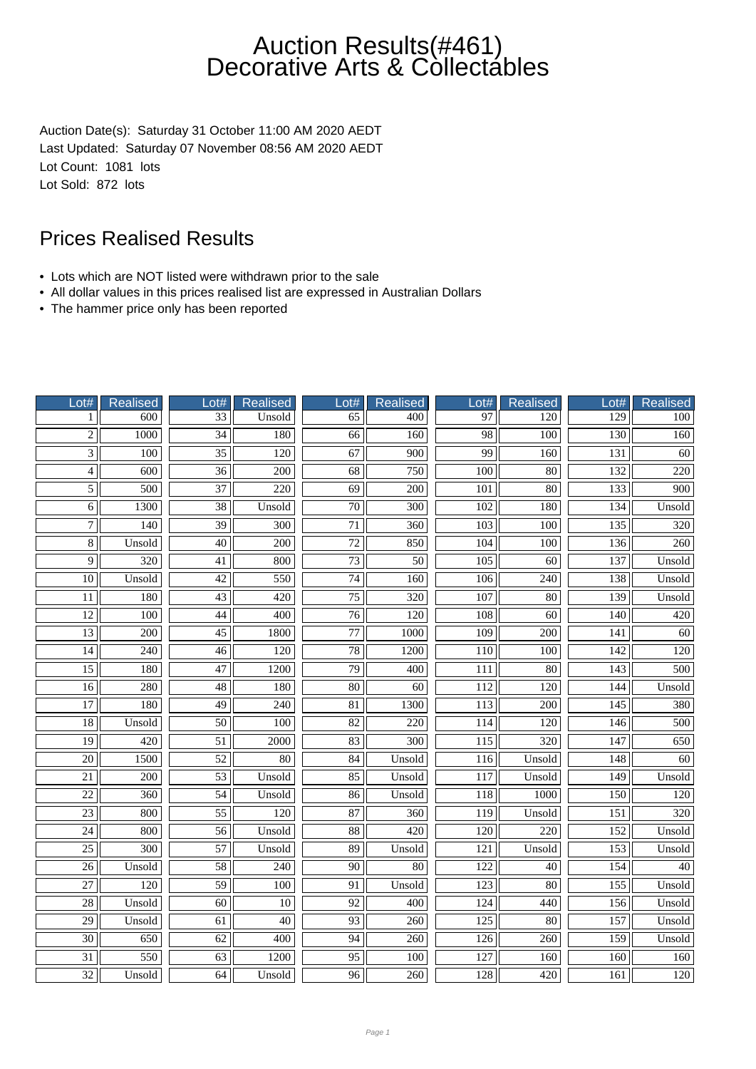# Auction Results(#461)
# Decorative Arts & Collectables

Auction Date(s): Saturday 31 October 11:00 AM 2020 AEDT
Last Updated: Saturday 07 November 08:56 AM 2020 AEDT
Lot Count: 1081 lots
Lot Sold: 872 lots

## Prices Realised Results

- Lots which are NOT listed were withdrawn prior to the sale
- All dollar values in this prices realised list are expressed in Australian Dollars
- The hammer price only has been reported

| Lot# | Realised | Lot# | Realised | Lot# | Realised | Lot# | Realised | Lot# | Realised |
|---|---|---|---|---|---|---|---|---|---|
| 1 | 600 | 33 | Unsold | 65 | 400 | 97 | 120 | 129 | 100 |
| 2 | 1000 | 34 | 180 | 66 | 160 | 98 | 100 | 130 | 160 |
| 3 | 100 | 35 | 120 | 67 | 900 | 99 | 160 | 131 | 60 |
| 4 | 600 | 36 | 200 | 68 | 750 | 100 | 80 | 132 | 220 |
| 5 | 500 | 37 | 220 | 69 | 200 | 101 | 80 | 133 | 900 |
| 6 | 1300 | 38 | Unsold | 70 | 300 | 102 | 180 | 134 | Unsold |
| 7 | 140 | 39 | 300 | 71 | 360 | 103 | 100 | 135 | 320 |
| 8 | Unsold | 40 | 200 | 72 | 850 | 104 | 100 | 136 | 260 |
| 9 | 320 | 41 | 800 | 73 | 50 | 105 | 60 | 137 | Unsold |
| 10 | Unsold | 42 | 550 | 74 | 160 | 106 | 240 | 138 | Unsold |
| 11 | 180 | 43 | 420 | 75 | 320 | 107 | 80 | 139 | Unsold |
| 12 | 100 | 44 | 400 | 76 | 120 | 108 | 60 | 140 | 420 |
| 13 | 200 | 45 | 1800 | 77 | 1000 | 109 | 200 | 141 | 60 |
| 14 | 240 | 46 | 120 | 78 | 1200 | 110 | 100 | 142 | 120 |
| 15 | 180 | 47 | 1200 | 79 | 400 | 111 | 80 | 143 | 500 |
| 16 | 280 | 48 | 180 | 80 | 60 | 112 | 120 | 144 | Unsold |
| 17 | 180 | 49 | 240 | 81 | 1300 | 113 | 200 | 145 | 380 |
| 18 | Unsold | 50 | 100 | 82 | 220 | 114 | 120 | 146 | 500 |
| 19 | 420 | 51 | 2000 | 83 | 300 | 115 | 320 | 147 | 650 |
| 20 | 1500 | 52 | 80 | 84 | Unsold | 116 | Unsold | 148 | 60 |
| 21 | 200 | 53 | Unsold | 85 | Unsold | 117 | Unsold | 149 | Unsold |
| 22 | 360 | 54 | Unsold | 86 | Unsold | 118 | 1000 | 150 | 120 |
| 23 | 800 | 55 | 120 | 87 | 360 | 119 | Unsold | 151 | 320 |
| 24 | 800 | 56 | Unsold | 88 | 420 | 120 | 220 | 152 | Unsold |
| 25 | 300 | 57 | Unsold | 89 | Unsold | 121 | Unsold | 153 | Unsold |
| 26 | Unsold | 58 | 240 | 90 | 80 | 122 | 40 | 154 | 40 |
| 27 | 120 | 59 | 100 | 91 | Unsold | 123 | 80 | 155 | Unsold |
| 28 | Unsold | 60 | 10 | 92 | 400 | 124 | 440 | 156 | Unsold |
| 29 | Unsold | 61 | 40 | 93 | 260 | 125 | 80 | 157 | Unsold |
| 30 | 650 | 62 | 400 | 94 | 260 | 126 | 260 | 159 | Unsold |
| 31 | 550 | 63 | 1200 | 95 | 100 | 127 | 160 | 160 | 160 |
| 32 | Unsold | 64 | Unsold | 96 | 260 | 128 | 420 | 161 | 120 |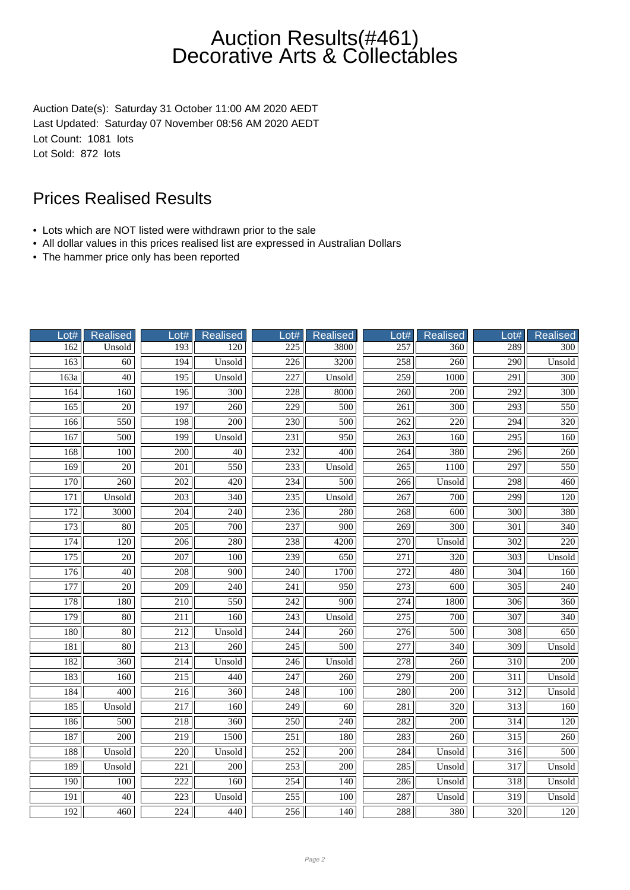# Auction Results(#461)
# Decorative Arts & Collectables

Auction Date(s): Saturday 31 October 11:00 AM 2020 AEDT
Last Updated: Saturday 07 November 08:56 AM 2020 AEDT
Lot Count: 1081 lots
Lot Sold: 872 lots

## Prices Realised Results

- Lots which are NOT listed were withdrawn prior to the sale
- All dollar values in this prices realised list are expressed in Australian Dollars
- The hammer price only has been reported

| Lot# | Realised | Lot# | Realised | Lot# | Realised | Lot# | Realised | Lot# | Realised |
|---|---|---|---|---|---|---|---|---|---|
| 162 | Unsold | 193 | 120 | 225 | 3800 | 257 | 360 | 289 | 300 |
| 163 | 60 | 194 | Unsold | 226 | 3200 | 258 | 260 | 290 | Unsold |
| 163a | 40 | 195 | Unsold | 227 | Unsold | 259 | 1000 | 291 | 300 |
| 164 | 160 | 196 | 300 | 228 | 8000 | 260 | 200 | 292 | 300 |
| 165 | 20 | 197 | 260 | 229 | 500 | 261 | 300 | 293 | 550 |
| 166 | 550 | 198 | 200 | 230 | 500 | 262 | 220 | 294 | 320 |
| 167 | 500 | 199 | Unsold | 231 | 950 | 263 | 160 | 295 | 160 |
| 168 | 100 | 200 | 40 | 232 | 400 | 264 | 380 | 296 | 260 |
| 169 | 20 | 201 | 550 | 233 | Unsold | 265 | 1100 | 297 | 550 |
| 170 | 260 | 202 | 420 | 234 | 500 | 266 | Unsold | 298 | 460 |
| 171 | Unsold | 203 | 340 | 235 | Unsold | 267 | 700 | 299 | 120 |
| 172 | 3000 | 204 | 240 | 236 | 280 | 268 | 600 | 300 | 380 |
| 173 | 80 | 205 | 700 | 237 | 900 | 269 | 300 | 301 | 340 |
| 174 | 120 | 206 | 280 | 238 | 4200 | 270 | Unsold | 302 | 220 |
| 175 | 20 | 207 | 100 | 239 | 650 | 271 | 320 | 303 | Unsold |
| 176 | 40 | 208 | 900 | 240 | 1700 | 272 | 480 | 304 | 160 |
| 177 | 20 | 209 | 240 | 241 | 950 | 273 | 600 | 305 | 240 |
| 178 | 180 | 210 | 550 | 242 | 900 | 274 | 1800 | 306 | 360 |
| 179 | 80 | 211 | 160 | 243 | Unsold | 275 | 700 | 307 | 340 |
| 180 | 80 | 212 | Unsold | 244 | 260 | 276 | 500 | 308 | 650 |
| 181 | 80 | 213 | 260 | 245 | 500 | 277 | 340 | 309 | Unsold |
| 182 | 360 | 214 | Unsold | 246 | Unsold | 278 | 260 | 310 | 200 |
| 183 | 160 | 215 | 440 | 247 | 260 | 279 | 200 | 311 | Unsold |
| 184 | 400 | 216 | 360 | 248 | 100 | 280 | 200 | 312 | Unsold |
| 185 | Unsold | 217 | 160 | 249 | 60 | 281 | 320 | 313 | 160 |
| 186 | 500 | 218 | 360 | 250 | 240 | 282 | 200 | 314 | 120 |
| 187 | 200 | 219 | 1500 | 251 | 180 | 283 | 260 | 315 | 260 |
| 188 | Unsold | 220 | Unsold | 252 | 200 | 284 | Unsold | 316 | 500 |
| 189 | Unsold | 221 | 200 | 253 | 200 | 285 | Unsold | 317 | Unsold |
| 190 | 100 | 222 | 160 | 254 | 140 | 286 | Unsold | 318 | Unsold |
| 191 | 40 | 223 | Unsold | 255 | 100 | 287 | Unsold | 319 | Unsold |
| 192 | 460 | 224 | 440 | 256 | 140 | 288 | 380 | 320 | 120 |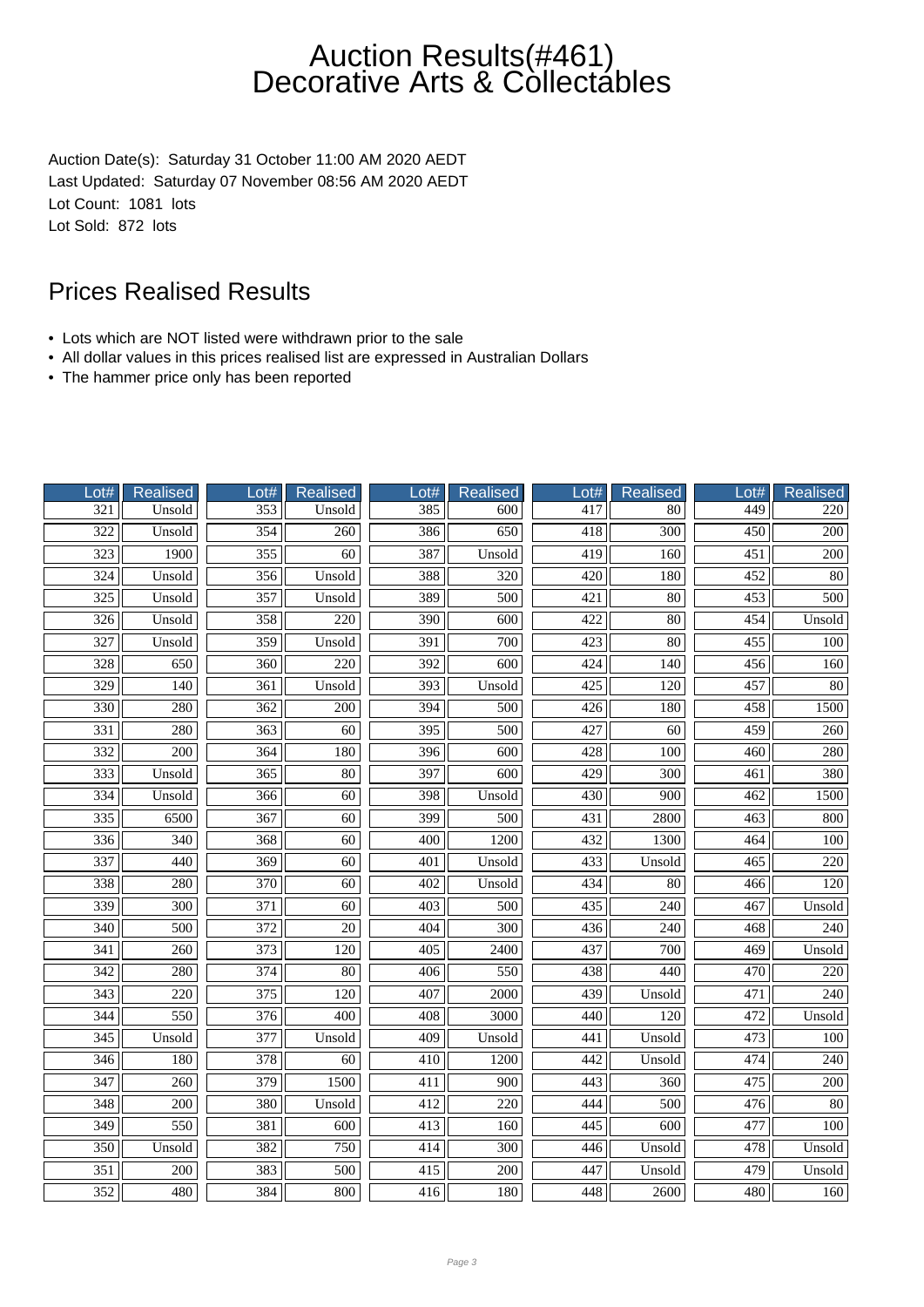# Auction Results(#461)
# Decorative Arts & Collectables

Auction Date(s): Saturday 31 October 11:00 AM 2020 AEDT
Last Updated: Saturday 07 November 08:56 AM 2020 AEDT
Lot Count: 1081 lots
Lot Sold: 872 lots

## Prices Realised Results

- Lots which are NOT listed were withdrawn prior to the sale
- All dollar values in this prices realised list are expressed in Australian Dollars
- The hammer price only has been reported

| Lot# | Realised | Lot# | Realised | Lot# | Realised | Lot# | Realised | Lot# | Realised |
|---|---|---|---|---|---|---|---|---|---|
| 321 | Unsold | 353 | Unsold | 385 | 600 | 417 | 80 | 449 | 220 |
| 322 | Unsold | 354 | 260 | 386 | 650 | 418 | 300 | 450 | 200 |
| 323 | 1900 | 355 | 60 | 387 | Unsold | 419 | 160 | 451 | 200 |
| 324 | Unsold | 356 | Unsold | 388 | 320 | 420 | 180 | 452 | 80 |
| 325 | Unsold | 357 | Unsold | 389 | 500 | 421 | 80 | 453 | 500 |
| 326 | Unsold | 358 | 220 | 390 | 600 | 422 | 80 | 454 | Unsold |
| 327 | Unsold | 359 | Unsold | 391 | 700 | 423 | 80 | 455 | 100 |
| 328 | 650 | 360 | 220 | 392 | 600 | 424 | 140 | 456 | 160 |
| 329 | 140 | 361 | Unsold | 393 | Unsold | 425 | 120 | 457 | 80 |
| 330 | 280 | 362 | 200 | 394 | 500 | 426 | 180 | 458 | 1500 |
| 331 | 280 | 363 | 60 | 395 | 500 | 427 | 60 | 459 | 260 |
| 332 | 200 | 364 | 180 | 396 | 600 | 428 | 100 | 460 | 280 |
| 333 | Unsold | 365 | 80 | 397 | 600 | 429 | 300 | 461 | 380 |
| 334 | Unsold | 366 | 60 | 398 | Unsold | 430 | 900 | 462 | 1500 |
| 335 | 6500 | 367 | 60 | 399 | 500 | 431 | 2800 | 463 | 800 |
| 336 | 340 | 368 | 60 | 400 | 1200 | 432 | 1300 | 464 | 100 |
| 337 | 440 | 369 | 60 | 401 | Unsold | 433 | Unsold | 465 | 220 |
| 338 | 280 | 370 | 60 | 402 | Unsold | 434 | 80 | 466 | 120 |
| 339 | 300 | 371 | 60 | 403 | 500 | 435 | 240 | 467 | Unsold |
| 340 | 500 | 372 | 20 | 404 | 300 | 436 | 240 | 468 | 240 |
| 341 | 260 | 373 | 120 | 405 | 2400 | 437 | 700 | 469 | Unsold |
| 342 | 280 | 374 | 80 | 406 | 550 | 438 | 440 | 470 | 220 |
| 343 | 220 | 375 | 120 | 407 | 2000 | 439 | Unsold | 471 | 240 |
| 344 | 550 | 376 | 400 | 408 | 3000 | 440 | 120 | 472 | Unsold |
| 345 | Unsold | 377 | Unsold | 409 | Unsold | 441 | Unsold | 473 | 100 |
| 346 | 180 | 378 | 60 | 410 | 1200 | 442 | Unsold | 474 | 240 |
| 347 | 260 | 379 | 1500 | 411 | 900 | 443 | 360 | 475 | 200 |
| 348 | 200 | 380 | Unsold | 412 | 220 | 444 | 500 | 476 | 80 |
| 349 | 550 | 381 | 600 | 413 | 160 | 445 | 600 | 477 | 100 |
| 350 | Unsold | 382 | 750 | 414 | 300 | 446 | Unsold | 478 | Unsold |
| 351 | 200 | 383 | 500 | 415 | 200 | 447 | Unsold | 479 | Unsold |
| 352 | 480 | 384 | 800 | 416 | 180 | 448 | 2600 | 480 | 160 |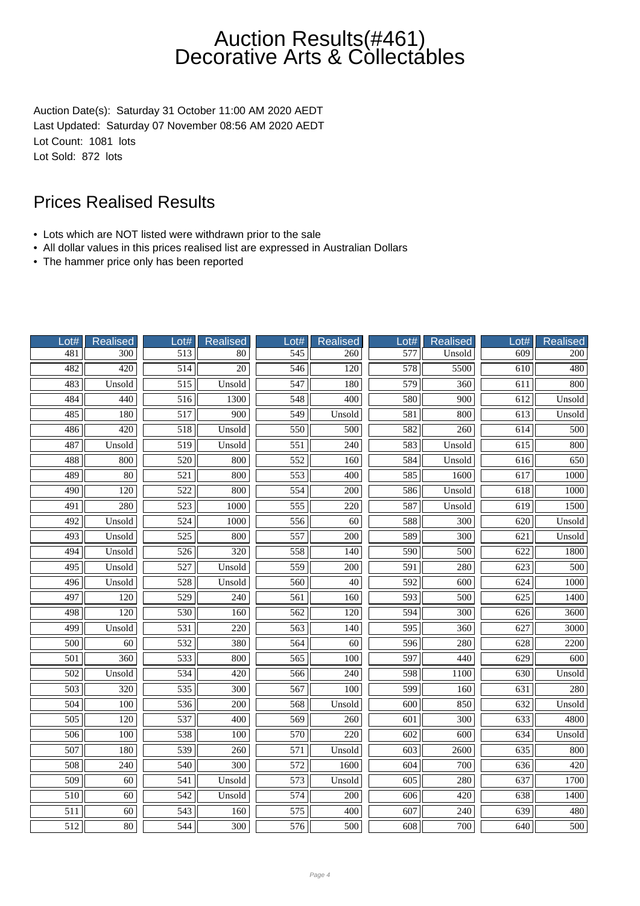# Auction Results(#461) Decorative Arts & Collectables

Auction Date(s): Saturday 31 October 11:00 AM 2020 AEDT
Last Updated: Saturday 07 November 08:56 AM 2020 AEDT
Lot Count: 1081 lots
Lot Sold: 872 lots

## Prices Realised Results

- Lots which are NOT listed were withdrawn prior to the sale
- All dollar values in this prices realised list are expressed in Australian Dollars
- The hammer price only has been reported

| Lot# | Realised | Lot# | Realised | Lot# | Realised | Lot# | Realised | Lot# | Realised |
|---|---|---|---|---|---|---|---|---|---|
| 481 | 300 | 513 | 80 | 545 | 260 | 577 | Unsold | 609 | 200 |
| 482 | 420 | 514 | 20 | 546 | 120 | 578 | 5500 | 610 | 480 |
| 483 | Unsold | 515 | Unsold | 547 | 180 | 579 | 360 | 611 | 800 |
| 484 | 440 | 516 | 1300 | 548 | 400 | 580 | 900 | 612 | Unsold |
| 485 | 180 | 517 | 900 | 549 | Unsold | 581 | 800 | 613 | Unsold |
| 486 | 420 | 518 | Unsold | 550 | 500 | 582 | 260 | 614 | 500 |
| 487 | Unsold | 519 | Unsold | 551 | 240 | 583 | Unsold | 615 | 800 |
| 488 | 800 | 520 | 800 | 552 | 160 | 584 | Unsold | 616 | 650 |
| 489 | 80 | 521 | 800 | 553 | 400 | 585 | 1600 | 617 | 1000 |
| 490 | 120 | 522 | 800 | 554 | 200 | 586 | Unsold | 618 | 1000 |
| 491 | 280 | 523 | 1000 | 555 | 220 | 587 | Unsold | 619 | 1500 |
| 492 | Unsold | 524 | 1000 | 556 | 60 | 588 | 300 | 620 | Unsold |
| 493 | Unsold | 525 | 800 | 557 | 200 | 589 | 300 | 621 | Unsold |
| 494 | Unsold | 526 | 320 | 558 | 140 | 590 | 500 | 622 | 1800 |
| 495 | Unsold | 527 | Unsold | 559 | 200 | 591 | 280 | 623 | 500 |
| 496 | Unsold | 528 | Unsold | 560 | 40 | 592 | 600 | 624 | 1000 |
| 497 | 120 | 529 | 240 | 561 | 160 | 593 | 500 | 625 | 1400 |
| 498 | 120 | 530 | 160 | 562 | 120 | 594 | 300 | 626 | 3600 |
| 499 | Unsold | 531 | 220 | 563 | 140 | 595 | 360 | 627 | 3000 |
| 500 | 60 | 532 | 380 | 564 | 60 | 596 | 280 | 628 | 2200 |
| 501 | 360 | 533 | 800 | 565 | 100 | 597 | 440 | 629 | 600 |
| 502 | Unsold | 534 | 420 | 566 | 240 | 598 | 1100 | 630 | Unsold |
| 503 | 320 | 535 | 300 | 567 | 100 | 599 | 160 | 631 | 280 |
| 504 | 100 | 536 | 200 | 568 | Unsold | 600 | 850 | 632 | Unsold |
| 505 | 120 | 537 | 400 | 569 | 260 | 601 | 300 | 633 | 4800 |
| 506 | 100 | 538 | 100 | 570 | 220 | 602 | 600 | 634 | Unsold |
| 507 | 180 | 539 | 260 | 571 | Unsold | 603 | 2600 | 635 | 800 |
| 508 | 240 | 540 | 300 | 572 | 1600 | 604 | 700 | 636 | 420 |
| 509 | 60 | 541 | Unsold | 573 | Unsold | 605 | 280 | 637 | 1700 |
| 510 | 60 | 542 | Unsold | 574 | 200 | 606 | 420 | 638 | 1400 |
| 511 | 60 | 543 | 160 | 575 | 400 | 607 | 240 | 639 | 480 |
| 512 | 80 | 544 | 300 | 576 | 500 | 608 | 700 | 640 | 500 |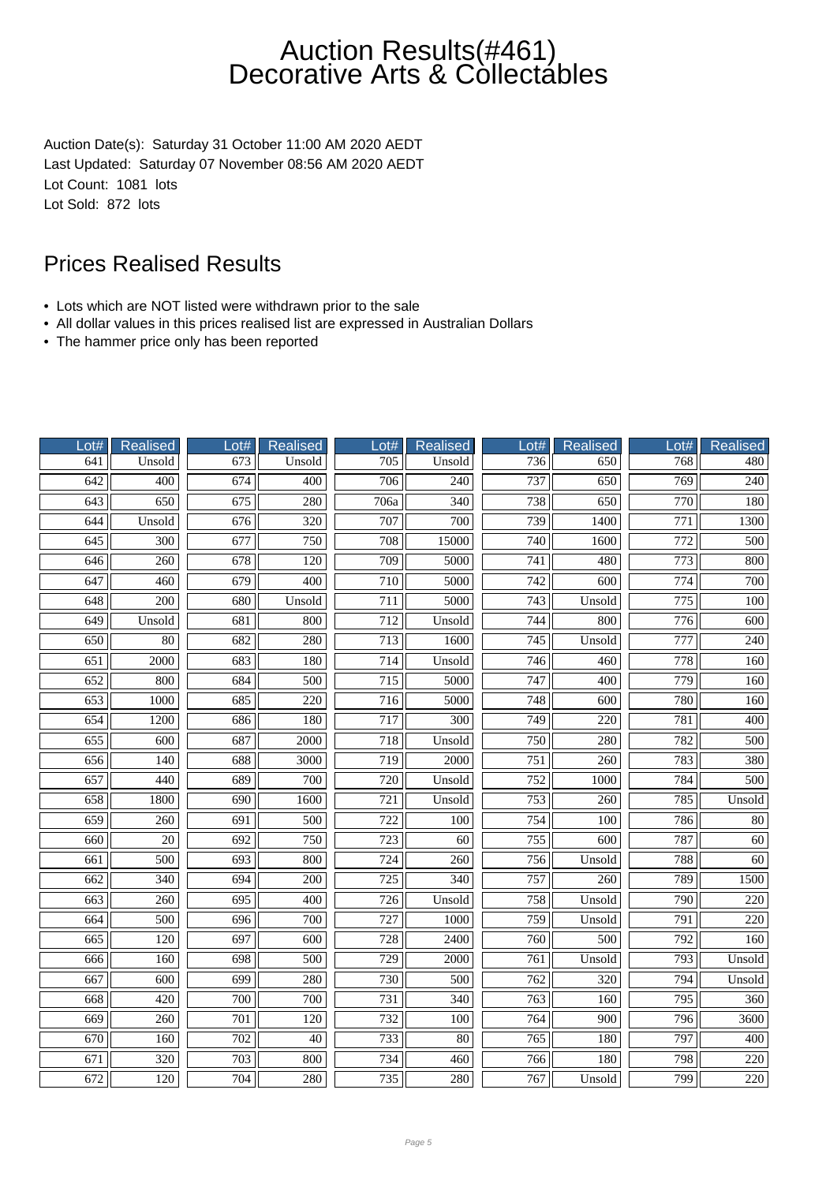# Auction Results(#461)
# Decorative Arts & Collectables

Auction Date(s): Saturday 31 October 11:00 AM 2020 AEDT
Last Updated: Saturday 07 November 08:56 AM 2020 AEDT
Lot Count: 1081 lots
Lot Sold: 872 lots

## Prices Realised Results

- Lots which are NOT listed were withdrawn prior to the sale
- All dollar values in this prices realised list are expressed in Australian Dollars
- The hammer price only has been reported

| Lot# | Realised | Lot# | Realised | Lot# | Realised | Lot# | Realised | Lot# | Realised |
|---|---|---|---|---|---|---|---|---|---|
| 641 | Unsold | 673 | Unsold | 705 | Unsold | 736 | 650 | 768 | 480 |
| 642 | 400 | 674 | 400 | 706 | 240 | 737 | 650 | 769 | 240 |
| 643 | 650 | 675 | 280 | 706a | 340 | 738 | 650 | 770 | 180 |
| 644 | Unsold | 676 | 320 | 707 | 700 | 739 | 1400 | 771 | 1300 |
| 645 | 300 | 677 | 750 | 708 | 15000 | 740 | 1600 | 772 | 500 |
| 646 | 260 | 678 | 120 | 709 | 5000 | 741 | 480 | 773 | 800 |
| 647 | 460 | 679 | 400 | 710 | 5000 | 742 | 600 | 774 | 700 |
| 648 | 200 | 680 | Unsold | 711 | 5000 | 743 | Unsold | 775 | 100 |
| 649 | Unsold | 681 | 800 | 712 | Unsold | 744 | 800 | 776 | 600 |
| 650 | 80 | 682 | 280 | 713 | 1600 | 745 | Unsold | 777 | 240 |
| 651 | 2000 | 683 | 180 | 714 | Unsold | 746 | 460 | 778 | 160 |
| 652 | 800 | 684 | 500 | 715 | 5000 | 747 | 400 | 779 | 160 |
| 653 | 1000 | 685 | 220 | 716 | 5000 | 748 | 600 | 780 | 160 |
| 654 | 1200 | 686 | 180 | 717 | 300 | 749 | 220 | 781 | 400 |
| 655 | 600 | 687 | 2000 | 718 | Unsold | 750 | 280 | 782 | 500 |
| 656 | 140 | 688 | 3000 | 719 | 2000 | 751 | 260 | 783 | 380 |
| 657 | 440 | 689 | 700 | 720 | Unsold | 752 | 1000 | 784 | 500 |
| 658 | 1800 | 690 | 1600 | 721 | Unsold | 753 | 260 | 785 | Unsold |
| 659 | 260 | 691 | 500 | 722 | 100 | 754 | 100 | 786 | 80 |
| 660 | 20 | 692 | 750 | 723 | 60 | 755 | 600 | 787 | 60 |
| 661 | 500 | 693 | 800 | 724 | 260 | 756 | Unsold | 788 | 60 |
| 662 | 340 | 694 | 200 | 725 | 340 | 757 | 260 | 789 | 1500 |
| 663 | 260 | 695 | 400 | 726 | Unsold | 758 | Unsold | 790 | 220 |
| 664 | 500 | 696 | 700 | 727 | 1000 | 759 | Unsold | 791 | 220 |
| 665 | 120 | 697 | 600 | 728 | 2400 | 760 | 500 | 792 | 160 |
| 666 | 160 | 698 | 500 | 729 | 2000 | 761 | Unsold | 793 | Unsold |
| 667 | 600 | 699 | 280 | 730 | 500 | 762 | 320 | 794 | Unsold |
| 668 | 420 | 700 | 700 | 731 | 340 | 763 | 160 | 795 | 360 |
| 669 | 260 | 701 | 120 | 732 | 100 | 764 | 900 | 796 | 3600 |
| 670 | 160 | 702 | 40 | 733 | 80 | 765 | 180 | 797 | 400 |
| 671 | 320 | 703 | 800 | 734 | 460 | 766 | 180 | 798 | 220 |
| 672 | 120 | 704 | 280 | 735 | 280 | 767 | Unsold | 799 | 220 |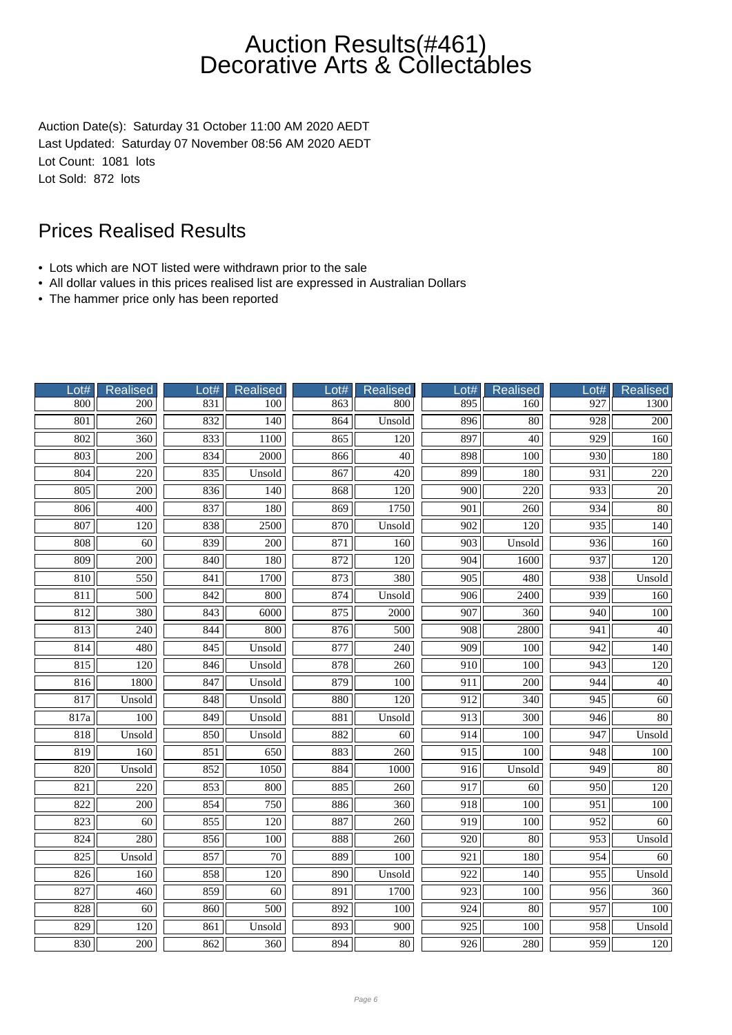# Auction Results(#461) Decorative Arts & Collectables

Auction Date(s): Saturday 31 October 11:00 AM 2020 AEDT
Last Updated: Saturday 07 November 08:56 AM 2020 AEDT
Lot Count: 1081 lots
Lot Sold: 872 lots

## Prices Realised Results

- Lots which are NOT listed were withdrawn prior to the sale
- All dollar values in this prices realised list are expressed in Australian Dollars
- The hammer price only has been reported

| Lot# | Realised | Lot# | Realised | Lot# | Realised | Lot# | Realised | Lot# | Realised |
|---|---|---|---|---|---|---|---|---|---|
| 800 | 200 | 831 | 100 | 863 | 800 | 895 | 160 | 927 | 1300 |
| 801 | 260 | 832 | 140 | 864 | Unsold | 896 | 80 | 928 | 200 |
| 802 | 360 | 833 | 1100 | 865 | 120 | 897 | 40 | 929 | 160 |
| 803 | 200 | 834 | 2000 | 866 | 40 | 898 | 100 | 930 | 180 |
| 804 | 220 | 835 | Unsold | 867 | 420 | 899 | 180 | 931 | 220 |
| 805 | 200 | 836 | 140 | 868 | 120 | 900 | 220 | 933 | 20 |
| 806 | 400 | 837 | 180 | 869 | 1750 | 901 | 260 | 934 | 80 |
| 807 | 120 | 838 | 2500 | 870 | Unsold | 902 | 120 | 935 | 140 |
| 808 | 60 | 839 | 200 | 871 | 160 | 903 | Unsold | 936 | 160 |
| 809 | 200 | 840 | 180 | 872 | 120 | 904 | 1600 | 937 | 120 |
| 810 | 550 | 841 | 1700 | 873 | 380 | 905 | 480 | 938 | Unsold |
| 811 | 500 | 842 | 800 | 874 | Unsold | 906 | 2400 | 939 | 160 |
| 812 | 380 | 843 | 6000 | 875 | 2000 | 907 | 360 | 940 | 100 |
| 813 | 240 | 844 | 800 | 876 | 500 | 908 | 2800 | 941 | 40 |
| 814 | 480 | 845 | Unsold | 877 | 240 | 909 | 100 | 942 | 140 |
| 815 | 120 | 846 | Unsold | 878 | 260 | 910 | 100 | 943 | 120 |
| 816 | 1800 | 847 | Unsold | 879 | 100 | 911 | 200 | 944 | 40 |
| 817 | Unsold | 848 | Unsold | 880 | 120 | 912 | 340 | 945 | 60 |
| 817a | 100 | 849 | Unsold | 881 | Unsold | 913 | 300 | 946 | 80 |
| 818 | Unsold | 850 | Unsold | 882 | 60 | 914 | 100 | 947 | Unsold |
| 819 | 160 | 851 | 650 | 883 | 260 | 915 | 100 | 948 | 100 |
| 820 | Unsold | 852 | 1050 | 884 | 1000 | 916 | Unsold | 949 | 80 |
| 821 | 220 | 853 | 800 | 885 | 260 | 917 | 60 | 950 | 120 |
| 822 | 200 | 854 | 750 | 886 | 360 | 918 | 100 | 951 | 100 |
| 823 | 60 | 855 | 120 | 887 | 260 | 919 | 100 | 952 | 60 |
| 824 | 280 | 856 | 100 | 888 | 260 | 920 | 80 | 953 | Unsold |
| 825 | Unsold | 857 | 70 | 889 | 100 | 921 | 180 | 954 | 60 |
| 826 | 160 | 858 | 120 | 890 | Unsold | 922 | 140 | 955 | Unsold |
| 827 | 460 | 859 | 60 | 891 | 1700 | 923 | 100 | 956 | 360 |
| 828 | 60 | 860 | 500 | 892 | 100 | 924 | 80 | 957 | 100 |
| 829 | 120 | 861 | Unsold | 893 | 900 | 925 | 100 | 958 | Unsold |
| 830 | 200 | 862 | 360 | 894 | 80 | 926 | 280 | 959 | 120 |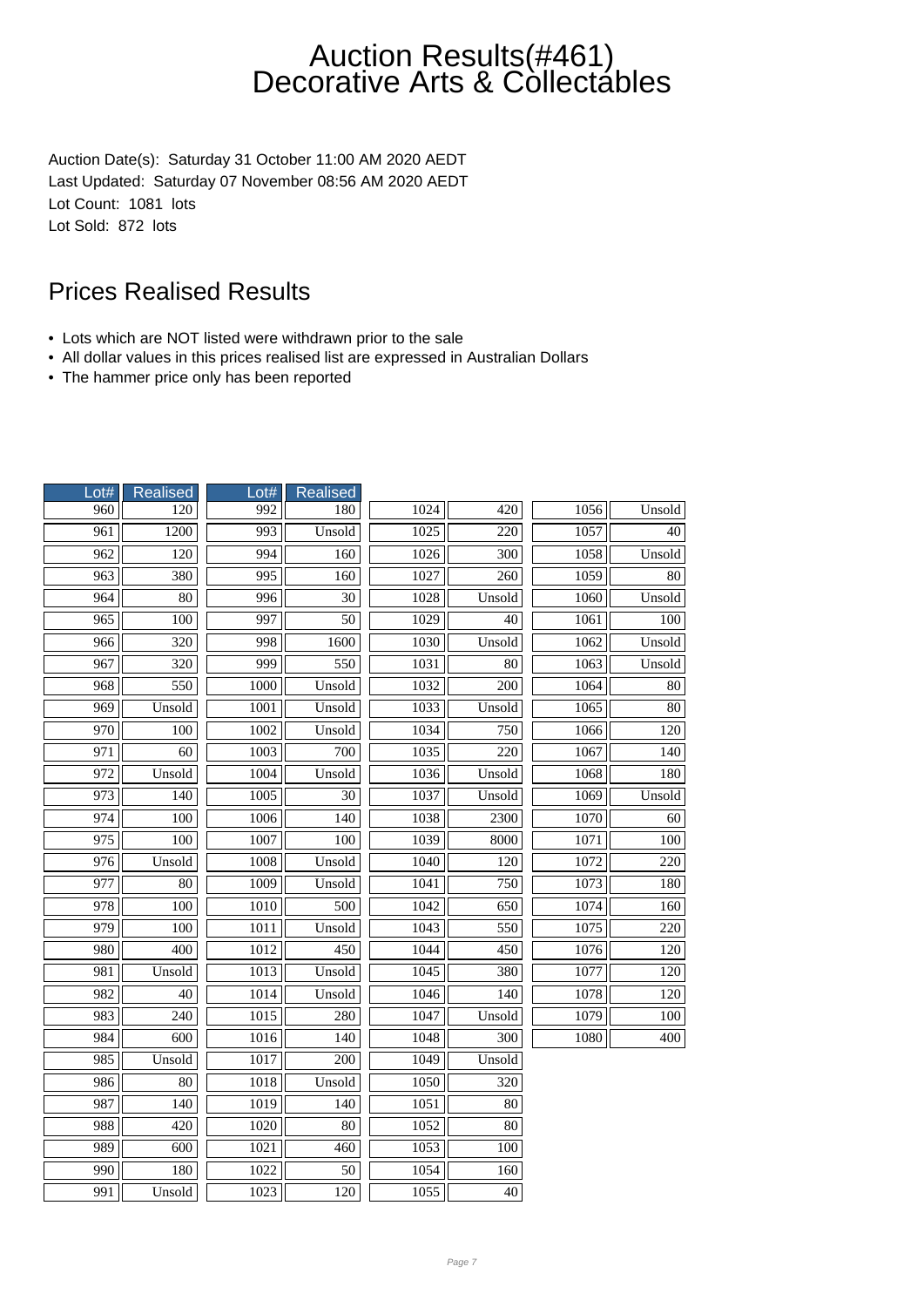# Auction Results(#461)
# Decorative Arts & Collectables

Auction Date(s): Saturday 31 October 11:00 AM 2020 AEDT
Last Updated: Saturday 07 November 08:56 AM 2020 AEDT
Lot Count: 1081 lots
Lot Sold: 872 lots

## Prices Realised Results

- Lots which are NOT listed were withdrawn prior to the sale
- All dollar values in this prices realised list are expressed in Australian Dollars
- The hammer price only has been reported

| Lot# | Realised | Lot# | Realised | Lot# | Realised | Lot# | Realised |
|---|---|---|---|---|---|---|---|
| 960 | 120 | 992 | 180 | 1024 | 420 | 1056 | Unsold |
| 961 | 1200 | 993 | Unsold | 1025 | 220 | 1057 | 40 |
| 962 | 120 | 994 | 160 | 1026 | 300 | 1058 | Unsold |
| 963 | 380 | 995 | 160 | 1027 | 260 | 1059 | 80 |
| 964 | 80 | 996 | 30 | 1028 | Unsold | 1060 | Unsold |
| 965 | 100 | 997 | 50 | 1029 | 40 | 1061 | 100 |
| 966 | 320 | 998 | 1600 | 1030 | Unsold | 1062 | Unsold |
| 967 | 320 | 999 | 550 | 1031 | 80 | 1063 | Unsold |
| 968 | 550 | 1000 | Unsold | 1032 | 200 | 1064 | 80 |
| 969 | Unsold | 1001 | Unsold | 1033 | Unsold | 1065 | 80 |
| 970 | 100 | 1002 | Unsold | 1034 | 750 | 1066 | 120 |
| 971 | 60 | 1003 | 700 | 1035 | 220 | 1067 | 140 |
| 972 | Unsold | 1004 | Unsold | 1036 | Unsold | 1068 | 180 |
| 973 | 140 | 1005 | 30 | 1037 | Unsold | 1069 | Unsold |
| 974 | 100 | 1006 | 140 | 1038 | 2300 | 1070 | 60 |
| 975 | 100 | 1007 | 100 | 1039 | 8000 | 1071 | 100 |
| 976 | Unsold | 1008 | Unsold | 1040 | 120 | 1072 | 220 |
| 977 | 80 | 1009 | Unsold | 1041 | 750 | 1073 | 180 |
| 978 | 100 | 1010 | 500 | 1042 | 650 | 1074 | 160 |
| 979 | 100 | 1011 | Unsold | 1043 | 550 | 1075 | 220 |
| 980 | 400 | 1012 | 450 | 1044 | 450 | 1076 | 120 |
| 981 | Unsold | 1013 | Unsold | 1045 | 380 | 1077 | 120 |
| 982 | 40 | 1014 | Unsold | 1046 | 140 | 1078 | 120 |
| 983 | 240 | 1015 | 280 | 1047 | Unsold | 1079 | 100 |
| 984 | 600 | 1016 | 140 | 1048 | 300 | 1080 | 400 |
| 985 | Unsold | 1017 | 200 | 1049 | Unsold | | |
| 986 | 80 | 1018 | Unsold | 1050 | 320 | | |
| 987 | 140 | 1019 | 140 | 1051 | 80 | | |
| 988 | 420 | 1020 | 80 | 1052 | 80 | | |
| 989 | 600 | 1021 | 460 | 1053 | 100 | | |
| 990 | 180 | 1022 | 50 | 1054 | 160 | | |
| 991 | Unsold | 1023 | 120 | 1055 | 40 | | |